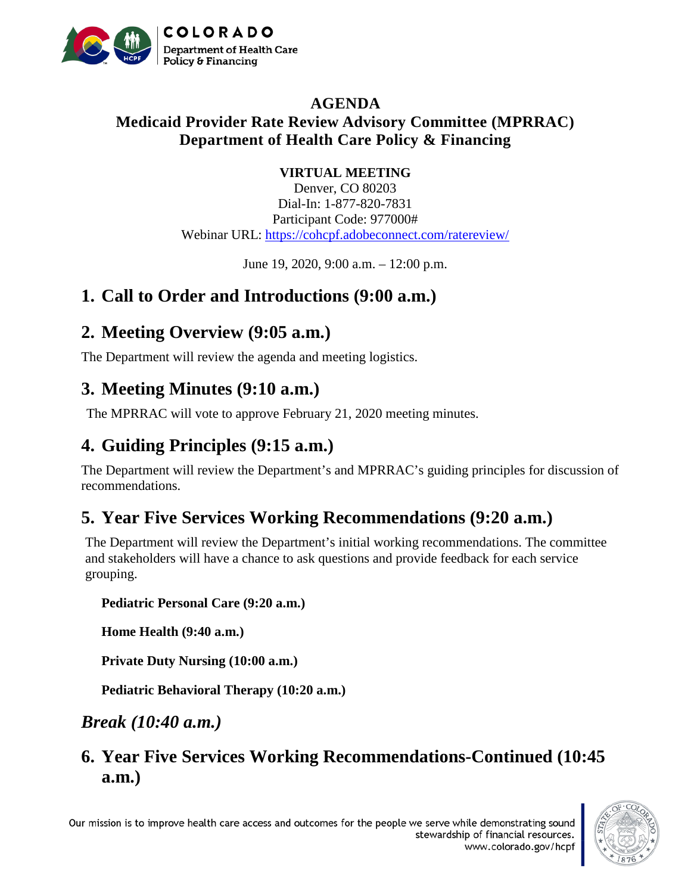# AGENDA

## Medicaid Provider Rate Review Advisory Committee (MPRRAC)

## Department of Health Care Policy & Financing

**VIRTUAL MEETING**

Denver, CO 80203

Dial-In: 1-877-820-7831

Participant Code: 977000#

Webinar URL: https://cohcpf.adobeconnect.com/ratereview/

June 19, 2020, 9:00 a.m. – 12:00 p.m.

## 1. Call to Order and Introductions (9:00 a.m.)

## 2. Meeting Overview (9:05 a.m.)

The Department will review the agenda and meeting logistics.

## 3. Meeting Minutes (9:10 a.m.)

The MPRRAC will vote to approve February 21, 2020 meeting minutes.

## 4. Guiding Principles (9:15 a.m.)

The Department will review the Department's and MPRRAC's guiding principles for discussion of recommendations.

## 5. Year Five Services Working Recommendations (9:20 a.m.)

The Department will review the Department's initial working recommendations. The committee and stakeholders will have a chance to ask questions and provide feedback for each service grouping.

**Pediatric Personal Care (9:20 a.m.)**

**Home Health (9:40 a.m.)**

**Private Duty Nursing (10:00 a.m.)**

**Pediatric Behavioral Therapy (10:20 a.m.)**

## *Break (10:40 a.m.)*

## 6. Year Five Services Working Recommendations-Continued (10:45 a.m.)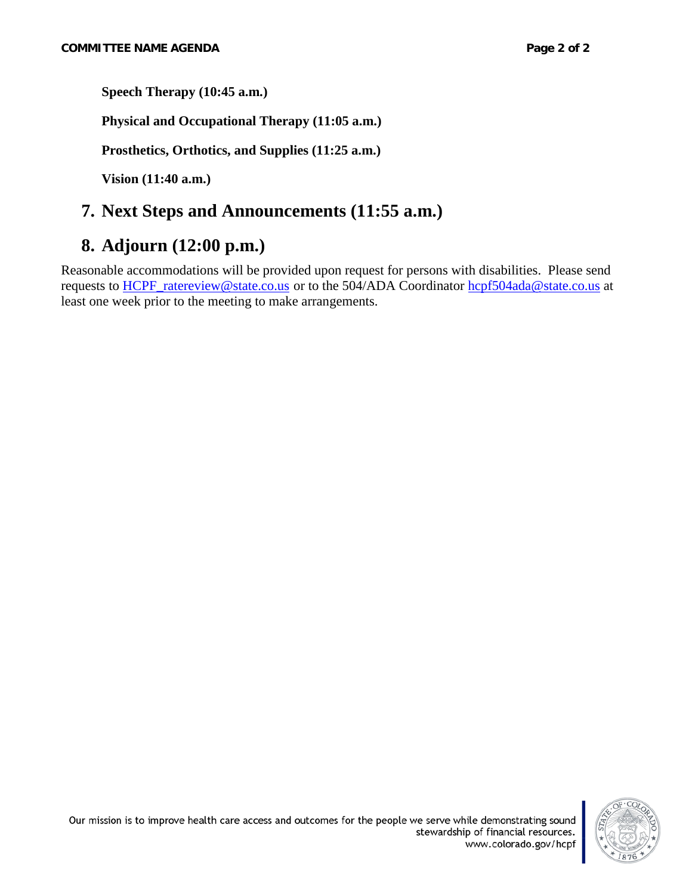**Speech Therapy (10:45 a.m.)**

**Physical and Occupational Therapy (11:05 a.m.)**

**Prosthetics, Orthotics, and Supplies (11:25 a.m.)**

**Vision (11:40 a.m.)**

## 7. Next Steps and Announcements (11:55 a.m.)

## 8. Adjourn (12:00 p.m.)

Reasonable accommodations will be provided upon request for persons with disabilities. Please send requests to HCPF_ratereview@state.co.us or to the 504/ADA Coordinator hcpf504ada@state.co.us at least one week prior to the meeting to make arrangements.

Our mission is to improve health care access and outcomes for the people we serve while demonstrating sound stewardship of financial resources.
www.colorado.gov/hcpf